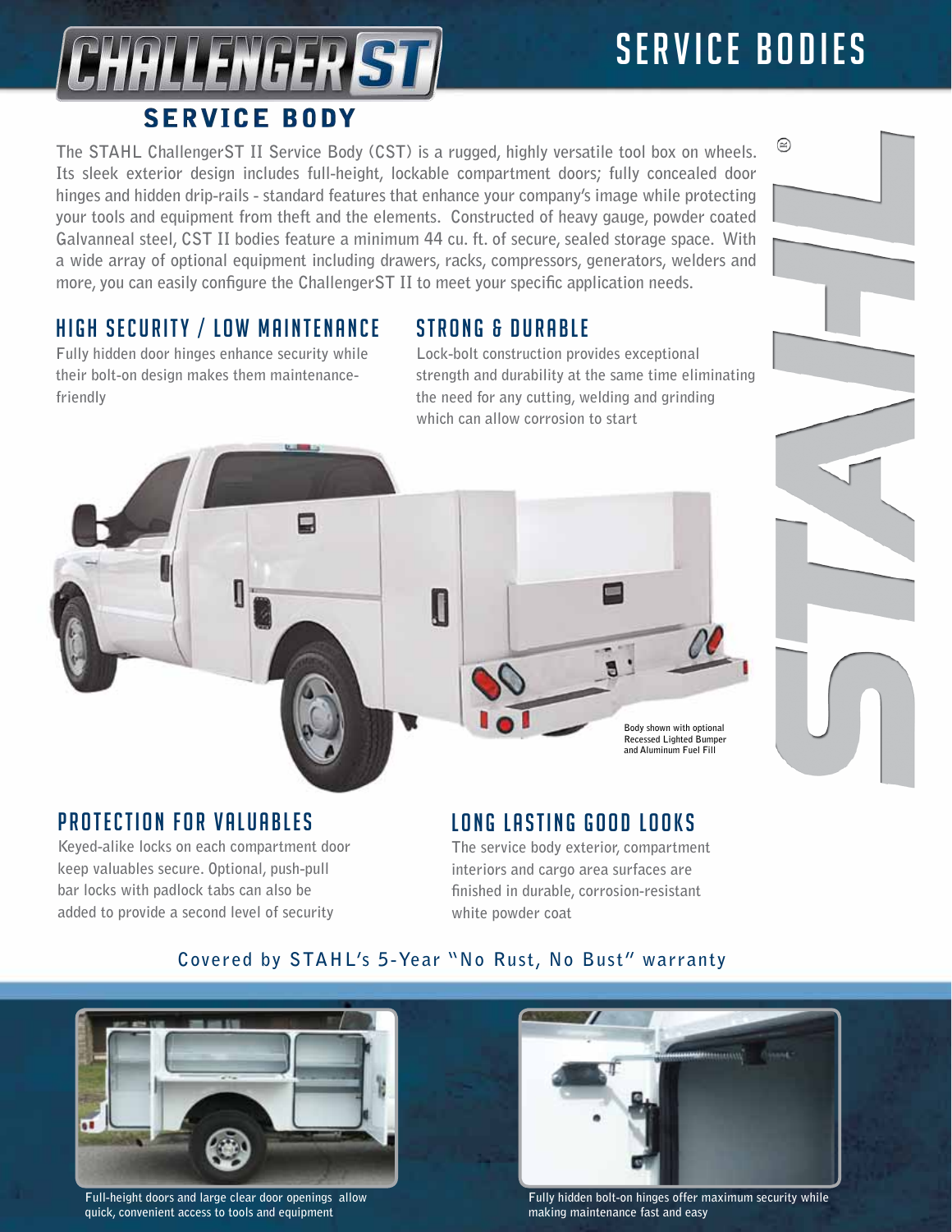# CHALLENGER ST SERVICE BODY

## SERVICE BODIES

The STAHL ChallengerST II Service Body (CST) is a rugged, highly versatile tool box on wheels. Its sleek exterior design includes full-height, lockable compartment doors; fully concealed door hinges and hidden drip-rails - standard features that enhance your company's image while protecting your tools and equipment from theft and the elements. Constructed of heavy gauge, powder coated Galvanneal steel, CST II bodies feature a minimum 44 cu. ft. of secure, sealed storage space. With a wide array of optional equipment including drawers, racks, compressors, generators, welders and more, you can easily configure the ChallengerST II to meet your specific application needs.

### HIGH SECURITY / LOW MAINTENANCE

Fully hidden door hinges enhance security while their bolt-on design makes them maintenance-friendly

### STRONG & DURABLE

Lock-bolt construction provides exceptional strength and durability at the same time eliminating the need for any cutting, welding and grinding which can allow corrosion to start

Body shown with optional Recessed Lighted Bumper and Aluminum Fuel Fill

### PROTECTION FOR VALUABLES

Keyed-alike locks on each compartment door keep valuables secure. Optional, push-pull bar locks with padlock tabs can also be added to provide a second level of security

### LONG LASTING GOOD LOOKS

The service body exterior, compartment interiors and cargo area surfaces are finished in durable, corrosion-resistant white powder coat

**Covered by STAHL's 5-Year "No Rust, No Bust" warranty**

Full-height doors and large clear door openings allow quick, convenient access to tools and equipment

Fully hidden bolt-on hinges offer maximum security while making maintenance fast and easy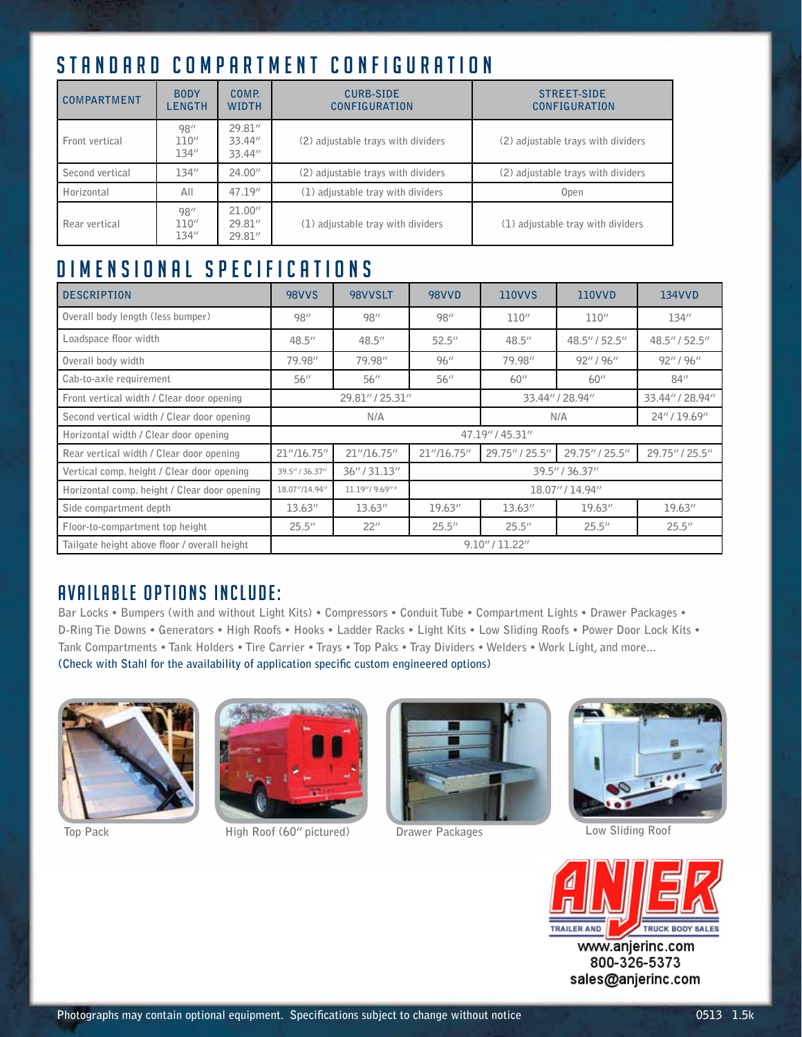## STANDARD COMPARTMENT CONFIGURATION

| COMPARTMENT | BODY LENGTH | COMP. WIDTH | CURB-SIDE CONFIGURATION | STREET-SIDE CONFIGURATION |
|---|---|---|---|---|
| Front vertical | 98″<br>110″<br>134″ | 29.81″<br>33.44″<br>33.44″ | (2) adjustable trays with dividers | (2) adjustable trays with dividers |
| Second vertical | 134″ | 24.00″ | (2) adjustable trays with dividers | (2) adjustable trays with dividers |
| Horizontal | All | 47.19″ | (1) adjustable tray with dividers | Open |
| Rear vertical | 98″<br>110″<br>134″ | 21.00″<br>29.81″<br>29.81″ | (1) adjustable tray with dividers | (1) adjustable tray with dividers |

## DIMENSIONAL SPECIFICATIONS

| DESCRIPTION | 98VVS | 98VVSLT | 98VVD | 110VVS | 110VVD | 134VVD |
|---|---|---|---|---|---|---|
| Overall body length (less bumper) | 98″ | 98″ | 98″ | 110″ | 110″ | 134″ |
| Loadspace floor width | 48.5″ | 48.5″ | 52.5″ | 48.5″ | 48.5″ / 52.5″ | 48.5″ / 52.5″ |
| Overall body width | 79.98″ | 79.98″ | 96″ | 79.98″ | 92″ / 96″ | 92″ / 96″ |
| Cab-to-axle requirement | 56″ | 56″ | 56″ | 60″ | 60″ | 84″ |
| Front vertical width / Clear door opening | 29.81″ / 25.31″ | | | 33.44″ / 28.94″ | | 33.44″ / 28.94″ |
| Second vertical width / Clear door opening | N/A | | | N/A | | 24″ / 19.69″ |
| Horizontal width / Clear door opening | 47.19″ / 45.31″ | | | | | |
| Rear vertical width / Clear door opening | 21″/16.75″ | 21″/16.75″ | 21″/16.75″ | 29.75″ / 25.5″ | 29.75″ / 25.5″ | 29.75″ / 25.5″ |
| Vertical comp. height / Clear door opening | 39.5″ / 36.37″ | 36″ / 31.13″ | 39.5″ / 36.37″ | | | |
| Horizontal comp. height / Clear door opening | 18.07″/14.94″ | 11.19″/ 9.69″* | 18.07″ / 14.94″ | | | |
| Side compartment depth | 13.63″ | 13.63″ | 19.63″ | 13.63″ | 19.63″ | 19.63″ |
| Floor-to-compartment top height | 25.5″ | 22″ | 25.5″ | 25.5″ | 25.5″ | 25.5″ |
| Tailgate height above floor / overall height | 9.10″ / 11.22″ | | | | | |

## AVAILABLE OPTIONS INCLUDE:

Bar Locks • Bumpers (with and without Light Kits) • Compressors • Conduit Tube • Compartment Lights • Drawer Packages • D-Ring Tie Downs • Generators • High Roofs • Hooks • Ladder Racks • Light Kits • Low Sliding Roofs • Power Door Lock Kits • Tank Compartments • Tank Holders • Tire Carrier • Trays • Top Paks • Tray Dividers • Welders • Work Light, and more...

**(Check with Stahl for the availability of application specific custom engineered options)**

Top Pack

High Roof (60″ pictured)

Drawer Packages

Low Sliding Roof

ANJER TRAILER AND TRUCK BODY SALES
www.anjerinc.com
800-326-5373
sales@anjerinc.com

Photographs may contain optional equipment. Specifications subject to change without notice

0513 1.5k